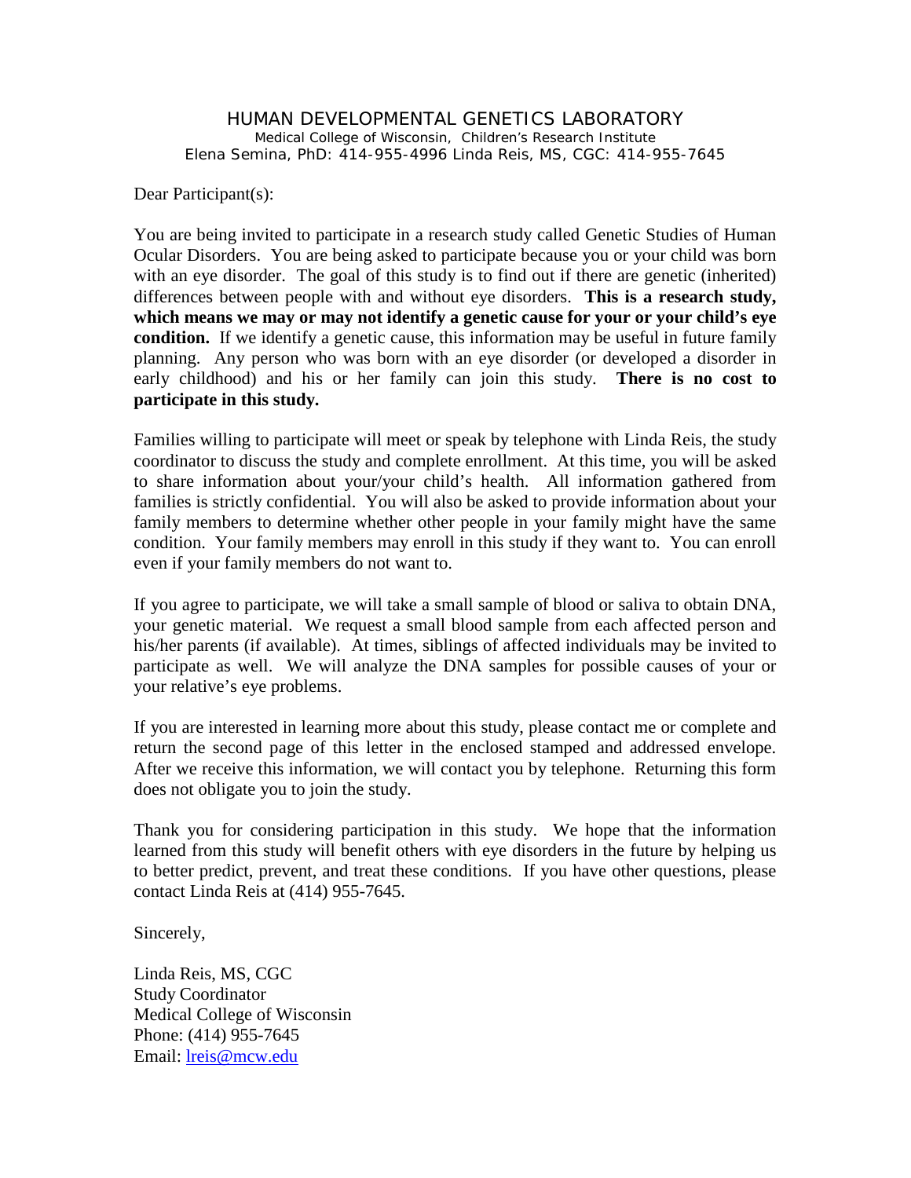# HUMAN DEVELOPMENTAL GENETICS LABORATORY

Medical College of Wisconsin, Children's Research Institute
Elena Semina, PhD: 414-955-4996 Linda Reis, MS, CGC: 414-955-7645

Dear Participant(s):

You are being invited to participate in a research study called Genetic Studies of Human Ocular Disorders. You are being asked to participate because you or your child was born with an eye disorder. The goal of this study is to find out if there are genetic (inherited) differences between people with and without eye disorders. **This is a research study, which means we may or may not identify a genetic cause for your or your child's eye condition.** If we identify a genetic cause, this information may be useful in future family planning. Any person who was born with an eye disorder (or developed a disorder in early childhood) and his or her family can join this study. **There is no cost to participate in this study.**

Families willing to participate will meet or speak by telephone with Linda Reis, the study coordinator to discuss the study and complete enrollment. At this time, you will be asked to share information about your/your child's health. All information gathered from families is strictly confidential. You will also be asked to provide information about your family members to determine whether other people in your family might have the same condition. Your family members may enroll in this study if they want to. You can enroll even if your family members do not want to.

If you agree to participate, we will take a small sample of blood or saliva to obtain DNA, your genetic material. We request a small blood sample from each affected person and his/her parents (if available). At times, siblings of affected individuals may be invited to participate as well. We will analyze the DNA samples for possible causes of your or your relative's eye problems.

If you are interested in learning more about this study, please contact me or complete and return the second page of this letter in the enclosed stamped and addressed envelope. After we receive this information, we will contact you by telephone. Returning this form does not obligate you to join the study.

Thank you for considering participation in this study. We hope that the information learned from this study will benefit others with eye disorders in the future by helping us to better predict, prevent, and treat these conditions. If you have other questions, please contact Linda Reis at (414) 955-7645.

Sincerely,

Linda Reis, MS, CGC
Study Coordinator
Medical College of Wisconsin
Phone: (414) 955-7645
Email: lreis@mcw.edu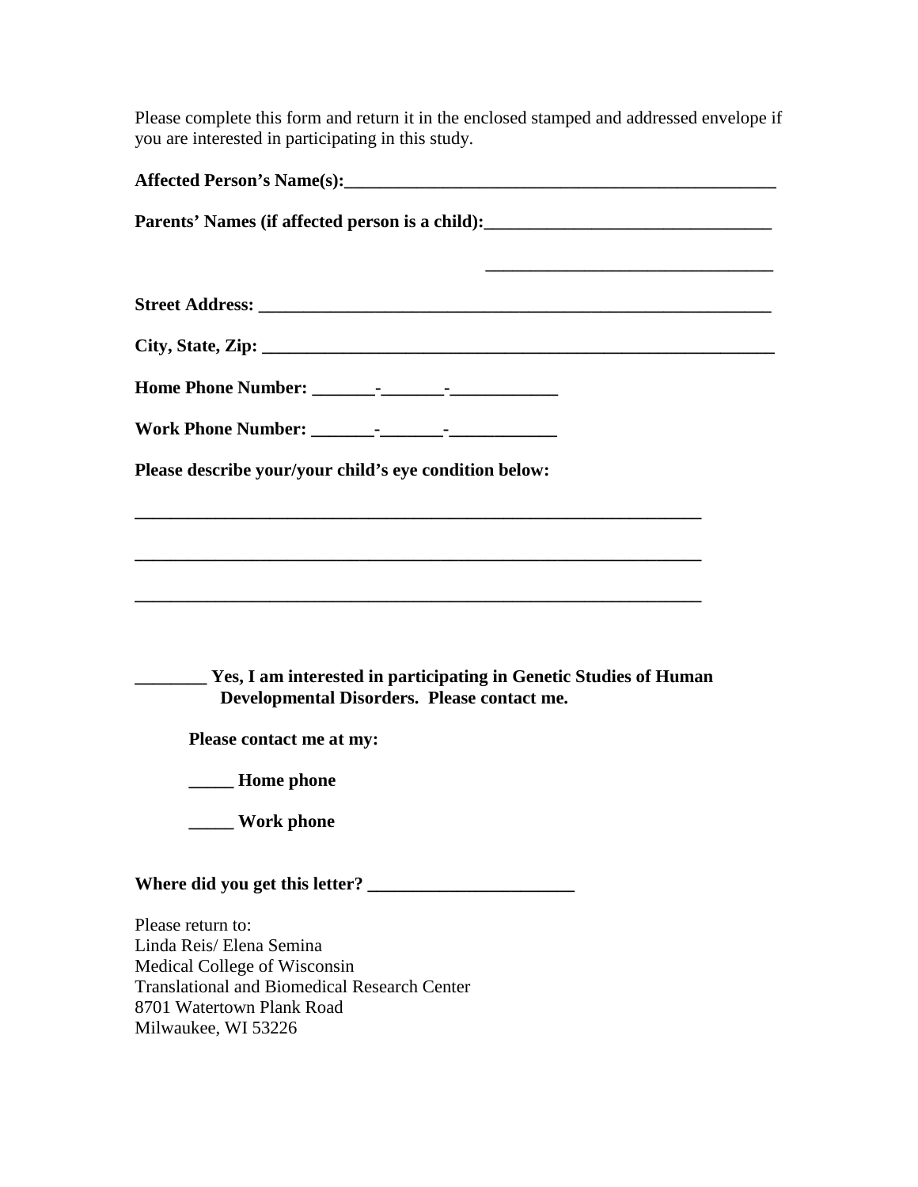Please complete this form and return it in the enclosed stamped and addressed envelope if you are interested in participating in this study.

**Affected Person's Name(s):__________________________________________________**

**Parents' Names (if affected person is a child):________________________________**

**________________________________**

**Street Address: ____________________________________________________________**

**City, State, Zip: ____________________________________________________________**

**Home Phone Number: _______-_______-____________**

**Work Phone Number: _______-_______-____________**

**Please describe your/your child's eye condition below:**

**_________________________________________________________________**

**_________________________________________________________________**

**_________________________________________________________________**

**________ Yes, I am interested in participating in Genetic Studies of Human Developmental Disorders. Please contact me.**

**Please contact me at my:**

**_____ Home phone**

**_____ Work phone**

**Where did you get this letter? _______________________**

Please return to:
Linda Reis/ Elena Semina
Medical College of Wisconsin
Translational and Biomedical Research Center
8701 Watertown Plank Road
Milwaukee, WI 53226